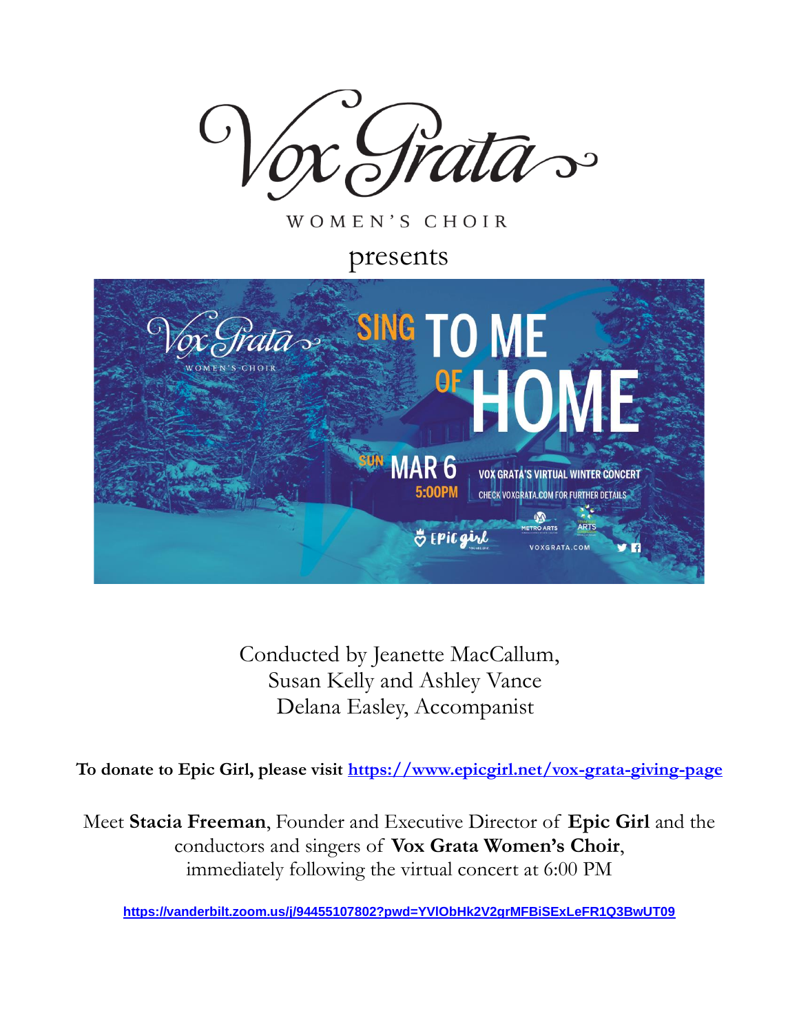# Vox Grata

WOMEN'S CHOIR

presents

SING TO ME OF HOME

SUN MAR 6 5:00PM

VOX GRATA'S VIRTUAL WINTER CONCERT

CHECK VOXGRATA.COM FOR FURTHER DETAILS

VOXGRATA.COM

Conducted by Jeanette MacCallum, Susan Kelly and Ashley Vance
Delana Easley, Accompanist

**To donate to Epic Girl, please visit [https://www.epicgirl.net/vox-grata-giving-page](https://www.epicgirl.net/vox-grata-giving-page)**

Meet **Stacia Freeman**, Founder and Executive Director of **Epic Girl** and the conductors and singers of **Vox Grata Women's Choir**, immediately following the virtual concert at 6:00 PM

[https://vanderbilt.zoom.us/j/94455107802?pwd=YVlObHk2V2grMFBiSExLeFR1Q3BwUT09](https://vanderbilt.zoom.us/j/94455107802?pwd=YVlObHk2V2grMFBiSExLeFR1Q3BwUT09)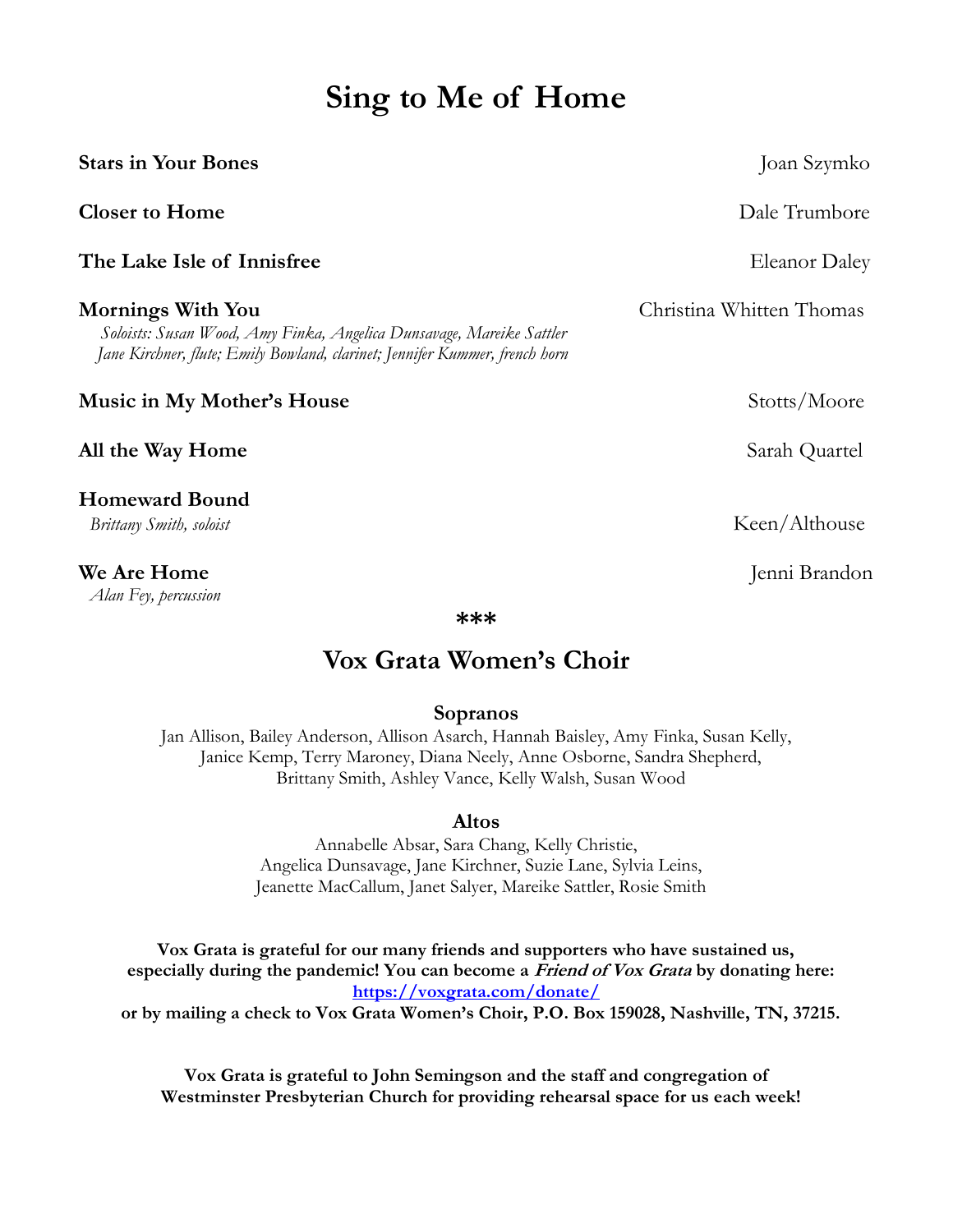# Sing to Me of Home

**Stars in Your Bones** — Joan Szymko

**Closer to Home** — Dale Trumbore

**The Lake Isle of Innisfree** — Eleanor Daley

**Mornings With You** — Christina Whitten Thomas
*Soloists: Susan Wood, Amy Finka, Angelica Dunsavage, Mareike Sattler*
*Jane Kirchner, flute; Emily Bowland, clarinet; Jennifer Kummer, french horn*

**Music in My Mother's House** — Stotts/Moore

**All the Way Home** — Sarah Quartel

**Homeward Bound** — Keen/Althouse
*Brittany Smith, soloist*

**We Are Home** — Jenni Brandon
*Alan Fey, percussion*

***

## Vox Grata Women's Choir

### Sopranos

Jan Allison, Bailey Anderson, Allison Asarch, Hannah Baisley, Amy Finka, Susan Kelly, Janice Kemp, Terry Maroney, Diana Neely, Anne Osborne, Sandra Shepherd, Brittany Smith, Ashley Vance, Kelly Walsh, Susan Wood

### Altos

Annabelle Absar, Sara Chang, Kelly Christie, Angelica Dunsavage, Jane Kirchner, Suzie Lane, Sylvia Leins, Jeanette MacCallum, Janet Salyer, Mareike Sattler, Rosie Smith

**Vox Grata is grateful for our many friends and supporters who have sustained us, especially during the pandemic! You can become a *Friend of Vox Grata* by donating here: https://voxgrata.com/donate/ or by mailing a check to Vox Grata Women's Choir, P.O. Box 159028, Nashville, TN, 37215.**

**Vox Grata is grateful to John Semingson and the staff and congregation of Westminster Presbyterian Church for providing rehearsal space for us each week!**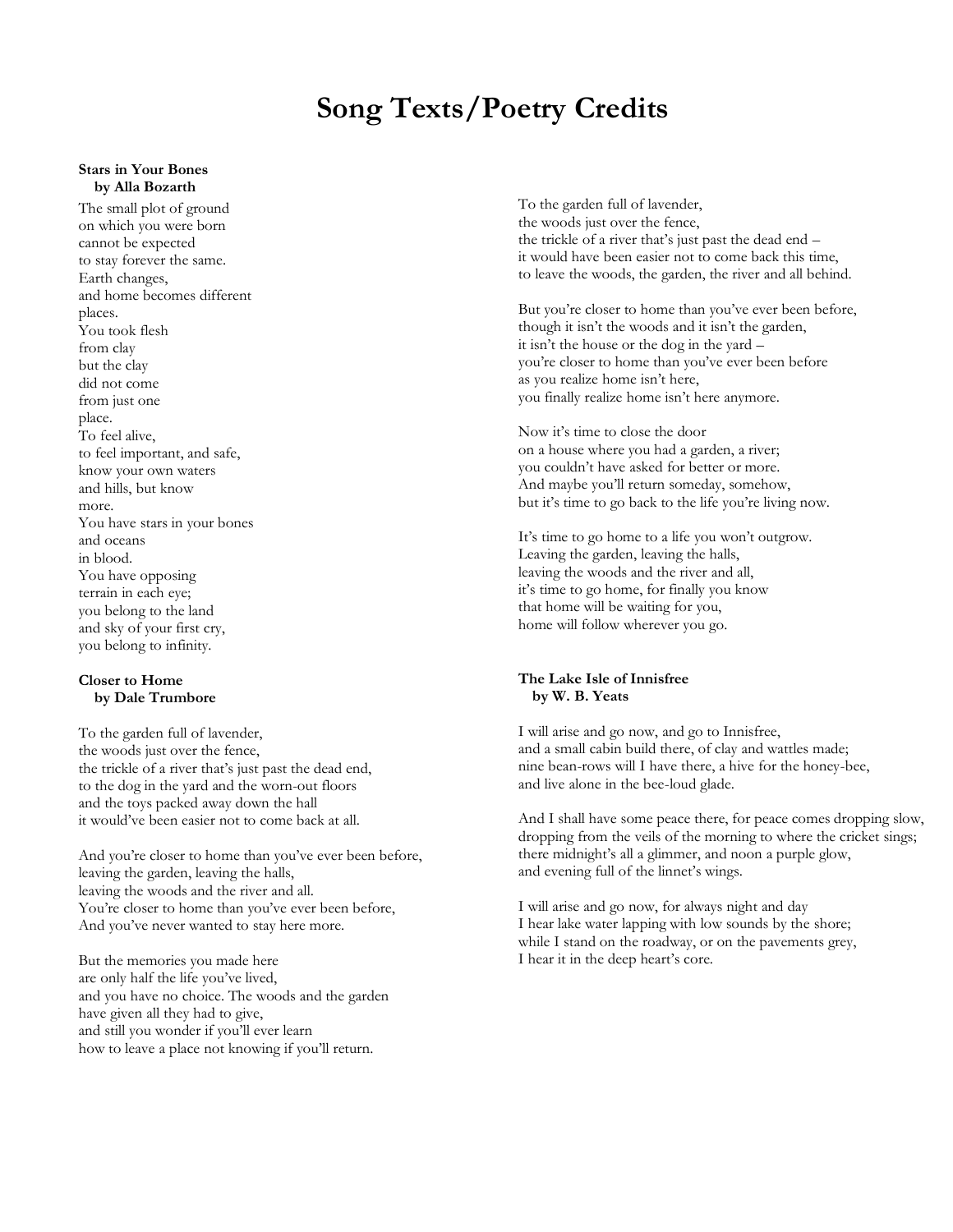# Song Texts/Poetry Credits

**Stars in Your Bones**
**by Alla Bozarth**

The small plot of ground
on which you were born
cannot be expected
to stay forever the same.
Earth changes,
and home becomes different
places.
You took flesh
from clay
but the clay
did not come
from just one
place.
To feel alive,
to feel important, and safe,
know your own waters
and hills, but know
more.
You have stars in your bones
and oceans
in blood.
You have opposing
terrain in each eye;
you belong to the land
and sky of your first cry,
you belong to infinity.

**Closer to Home**
**by Dale Trumbore**

To the garden full of lavender,
the woods just over the fence,
the trickle of a river that's just past the dead end,
to the dog in the yard and the worn-out floors
and the toys packed away down the hall
it would've been easier not to come back at all.

And you're closer to home than you've ever been before,
leaving the garden, leaving the halls,
leaving the woods and the river and all.
You're closer to home than you've ever been before,
And you've never wanted to stay here more.

But the memories you made here
are only half the life you've lived,
and you have no choice. The woods and the garden
have given all they had to give,
and still you wonder if you'll ever learn
how to leave a place not knowing if you'll return.

To the garden full of lavender,
the woods just over the fence,
the trickle of a river that's just past the dead end –
it would have been easier not to come back this time,
to leave the woods, the garden, the river and all behind.

But you're closer to home than you've ever been before,
though it isn't the woods and it isn't the garden,
it isn't the house or the dog in the yard –
you're closer to home than you've ever been before
as you realize home isn't here,
you finally realize home isn't here anymore.

Now it's time to close the door
on a house where you had a garden, a river;
you couldn't have asked for better or more.
And maybe you'll return someday, somehow,
but it's time to go back to the life you're living now.

It's time to go home to a life you won't outgrow.
Leaving the garden, leaving the halls,
leaving the woods and the river and all,
it's time to go home, for finally you know
that home will be waiting for you,
home will follow wherever you go.

**The Lake Isle of Innisfree**
**by W. B. Yeats**

I will arise and go now, and go to Innisfree,
and a small cabin build there, of clay and wattles made;
nine bean-rows will I have there, a hive for the honey-bee,
and live alone in the bee-loud glade.

And I shall have some peace there, for peace comes dropping slow,
dropping from the veils of the morning to where the cricket sings;
there midnight's all a glimmer, and noon a purple glow,
and evening full of the linnet's wings.

I will arise and go now, for always night and day
I hear lake water lapping with low sounds by the shore;
while I stand on the roadway, or on the pavements grey,
I hear it in the deep heart's core.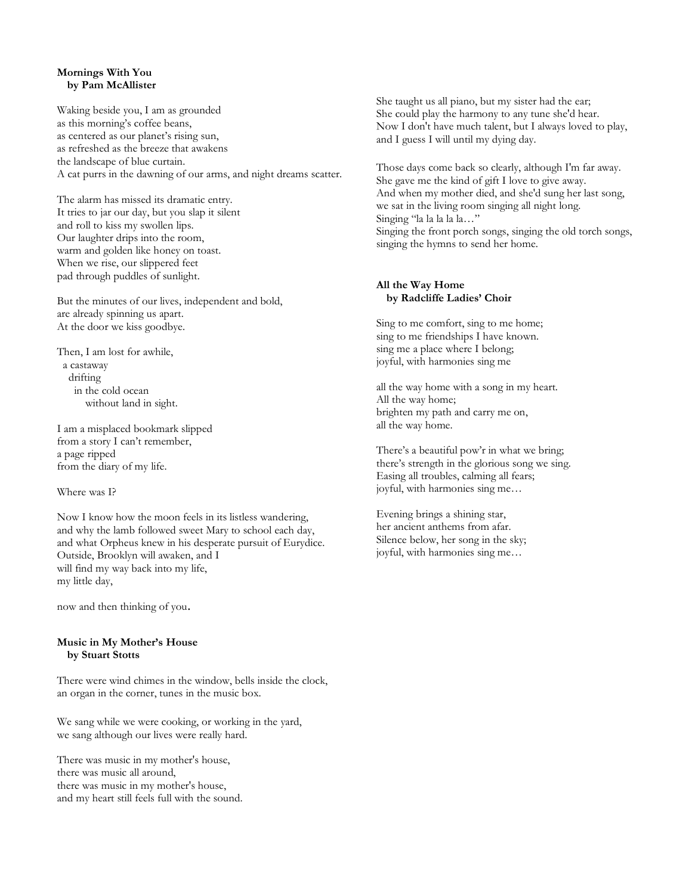**Mornings With You**
**by Pam McAllister**

Waking beside you, I am as grounded
as this morning's coffee beans,
as centered as our planet's rising sun,
as refreshed as the breeze that awakens
the landscape of blue curtain.
A cat purrs in the dawning of our arms, and night dreams scatter.

The alarm has missed its dramatic entry.
It tries to jar our day, but you slap it silent
and roll to kiss my swollen lips.
Our laughter drips into the room,
warm and golden like honey on toast.
When we rise, our slippered feet
pad through puddles of sunlight.

But the minutes of our lives, independent and bold,
are already spinning us apart.
At the door we kiss goodbye.

Then, I am lost for awhile,
a castaway
drifting
in the cold ocean
without land in sight.

I am a misplaced bookmark slipped
from a story I can't remember,
a page ripped
from the diary of my life.

Where was I?

Now I know how the moon feels in its listless wandering,
and why the lamb followed sweet Mary to school each day,
and what Orpheus knew in his desperate pursuit of Eurydice.
Outside, Brooklyn will awaken, and I
will find my way back into my life,
my little day,

now and then thinking of you.

**Music in My Mother's House**
**by Stuart Stotts**

There were wind chimes in the window, bells inside the clock,
an organ in the corner, tunes in the music box.

We sang while we were cooking, or working in the yard,
we sang although our lives were really hard.

There was music in my mother's house,
there was music all around,
there was music in my mother's house,
and my heart still feels full with the sound.

She taught us all piano, but my sister had the ear;
She could play the harmony to any tune she'd hear.
Now I don't have much talent, but I always loved to play,
and I guess I will until my dying day.

Those days come back so clearly, although I'm far away.
She gave me the kind of gift I love to give away.
And when my mother died, and she'd sung her last song,
we sat in the living room singing all night long.
Singing "la la la la la…"
Singing the front porch songs, singing the old torch songs,
singing the hymns to send her home.

**All the Way Home**
**by Radcliffe Ladies' Choir**

Sing to me comfort, sing to me home;
sing to me friendships I have known.
sing me a place where I belong;
joyful, with harmonies sing me

all the way home with a song in my heart.
All the way home;
brighten my path and carry me on,
all the way home.

There's a beautiful pow'r in what we bring;
there's strength in the glorious song we sing.
Easing all troubles, calming all fears;
joyful, with harmonies sing me…

Evening brings a shining star,
her ancient anthems from afar.
Silence below, her song in the sky;
joyful, with harmonies sing me…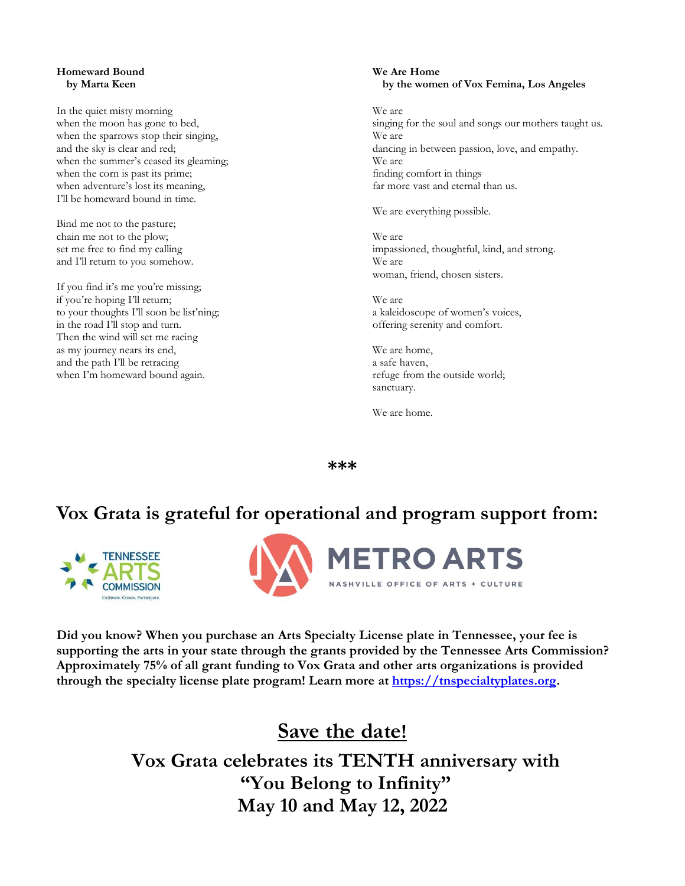**Homeward Bound**
**by Marta Keen**

In the quiet misty morning
when the moon has gone to bed,
when the sparrows stop their singing,
and the sky is clear and red;
when the summer's ceased its gleaming;
when the corn is past its prime;
when adventure's lost its meaning,
I'll be homeward bound in time.

Bind me not to the pasture;
chain me not to the plow;
set me free to find my calling
and I'll return to you somehow.

If you find it's me you're missing;
if you're hoping I'll return;
to your thoughts I'll soon be list'ning;
in the road I'll stop and turn.
Then the wind will set me racing
as my journey nears its end,
and the path I'll be retracing
when I'm homeward bound again.

**We Are Home**
**by the women of Vox Femina, Los Angeles**

We are
singing for the soul and songs our mothers taught us.
We are
dancing in between passion, love, and empathy.
We are
finding comfort in things
far more vast and eternal than us.

We are everything possible.

We are
impassioned, thoughtful, kind, and strong.
We are
woman, friend, chosen sisters.

We are
a kaleidoscope of women's voices,
offering serenity and comfort.

We are home,
a safe haven,
refuge from the outside world;
sanctuary.

We are home.

***

## Vox Grata is grateful for operational and program support from:

TENNESSEE ARTS COMMISSION — Cultivate. Create. Participate.

METRO ARTS — NASHVILLE OFFICE OF ARTS + CULTURE

**Did you know? When you purchase an Arts Specialty License plate in Tennessee, your fee is supporting the arts in your state through the grants provided by the Tennessee Arts Commission? Approximately 75% of all grant funding to Vox Grata and other arts organizations is provided through the specialty license plate program! Learn more at [https://tnspecialtyplates.org](https://tnspecialtyplates.org).**

## Save the date!

## Vox Grata celebrates its TENTH anniversary with "You Belong to Infinity" May 10 and May 12, 2022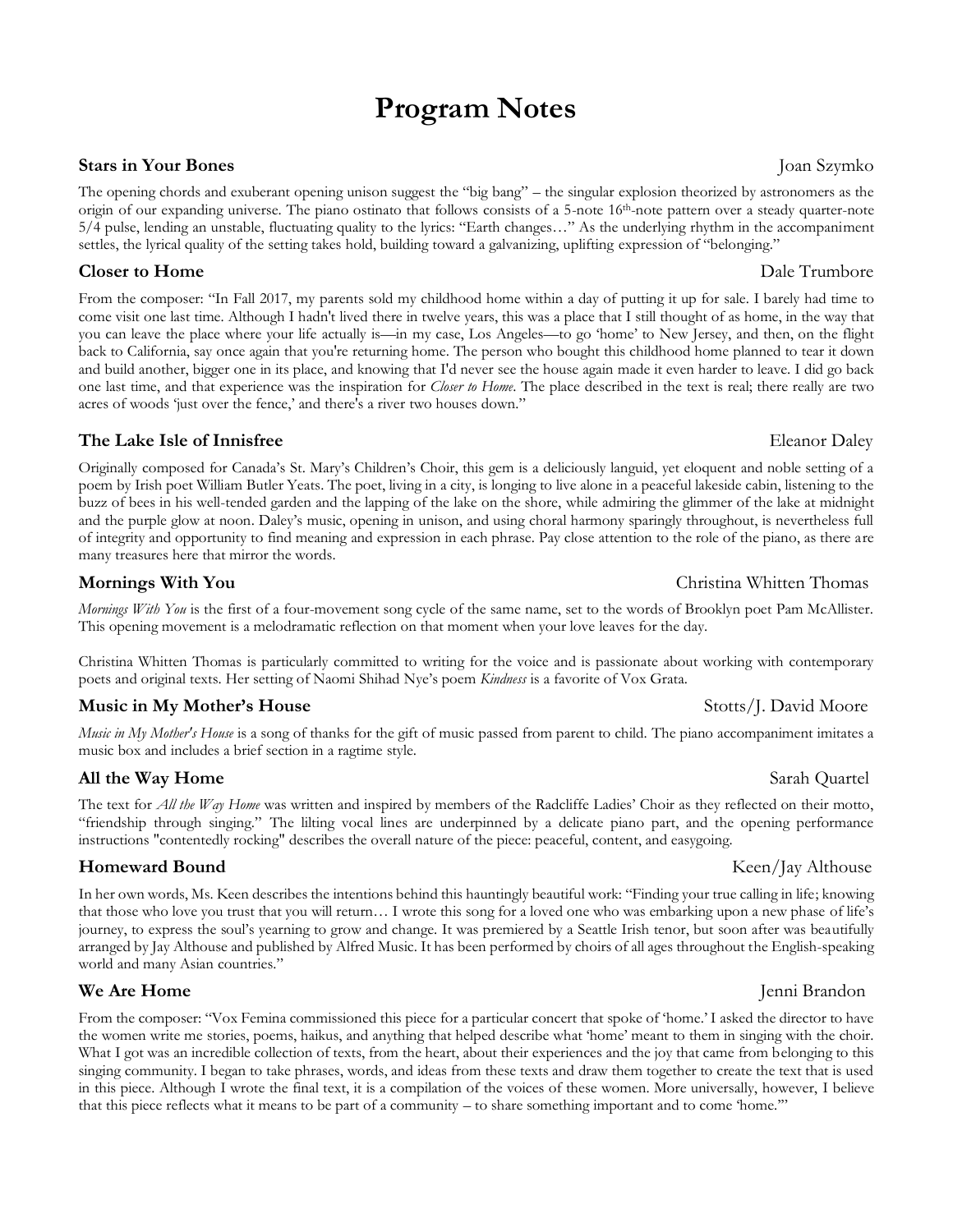# Program Notes

### Stars in Your Bones — Joan Szymko

The opening chords and exuberant opening unison suggest the "big bang" – the singular explosion theorized by astronomers as the origin of our expanding universe. The piano ostinato that follows consists of a 5-note 16th-note pattern over a steady quarter-note 5/4 pulse, lending an unstable, fluctuating quality to the lyrics: "Earth changes…" As the underlying rhythm in the accompaniment settles, the lyrical quality of the setting takes hold, building toward a galvanizing, uplifting expression of "belonging."

### Closer to Home — Dale Trumbore

From the composer: "In Fall 2017, my parents sold my childhood home within a day of putting it up for sale. I barely had time to come visit one last time. Although I hadn't lived there in twelve years, this was a place that I still thought of as home, in the way that you can leave the place where your life actually is—in my case, Los Angeles—to go 'home' to New Jersey, and then, on the flight back to California, say once again that you're returning home. The person who bought this childhood home planned to tear it down and build another, bigger one in its place, and knowing that I'd never see the house again made it even harder to leave. I did go back one last time, and that experience was the inspiration for *Closer to Home*. The place described in the text is real; there really are two acres of woods 'just over the fence,' and there's a river two houses down."

### The Lake Isle of Innisfree — Eleanor Daley

Originally composed for Canada's St. Mary's Children's Choir, this gem is a deliciously languid, yet eloquent and noble setting of a poem by Irish poet William Butler Yeats. The poet, living in a city, is longing to live alone in a peaceful lakeside cabin, listening to the buzz of bees in his well-tended garden and the lapping of the lake on the shore, while admiring the glimmer of the lake at midnight and the purple glow at noon. Daley's music, opening in unison, and using choral harmony sparingly throughout, is nevertheless full of integrity and opportunity to find meaning and expression in each phrase. Pay close attention to the role of the piano, as there are many treasures here that mirror the words.

### Mornings With You — Christina Whitten Thomas

*Mornings With You* is the first of a four-movement song cycle of the same name, set to the words of Brooklyn poet Pam McAllister. This opening movement is a melodramatic reflection on that moment when your love leaves for the day.

Christina Whitten Thomas is particularly committed to writing for the voice and is passionate about working with contemporary poets and original texts. Her setting of Naomi Shihad Nye's poem *Kindness* is a favorite of Vox Grata.

### Music in My Mother's House — Stotts/J. David Moore

*Music in My Mother's House* is a song of thanks for the gift of music passed from parent to child. The piano accompaniment imitates a music box and includes a brief section in a ragtime style.

### All the Way Home — Sarah Quartel

The text for *All the Way Home* was written and inspired by members of the Radcliffe Ladies' Choir as they reflected on their motto, "friendship through singing." The lilting vocal lines are underpinned by a delicate piano part, and the opening performance instructions "contentedly rocking" describes the overall nature of the piece: peaceful, content, and easygoing.

### Homeward Bound — Keen/Jay Althouse

In her own words, Ms. Keen describes the intentions behind this hauntingly beautiful work: "Finding your true calling in life; knowing that those who love you trust that you will return… I wrote this song for a loved one who was embarking upon a new phase of life's journey, to express the soul's yearning to grow and change. It was premiered by a Seattle Irish tenor, but soon after was beautifully arranged by Jay Althouse and published by Alfred Music. It has been performed by choirs of all ages throughout the English-speaking world and many Asian countries."

### We Are Home — Jenni Brandon

From the composer: "Vox Femina commissioned this piece for a particular concert that spoke of 'home.' I asked the director to have the women write me stories, poems, haikus, and anything that helped describe what 'home' meant to them in singing with the choir. What I got was an incredible collection of texts, from the heart, about their experiences and the joy that came from belonging to this singing community. I began to take phrases, words, and ideas from these texts and draw them together to create the text that is used in this piece. Although I wrote the final text, it is a compilation of the voices of these women. More universally, however, I believe that this piece reflects what it means to be part of a community – to share something important and to come 'home.'"